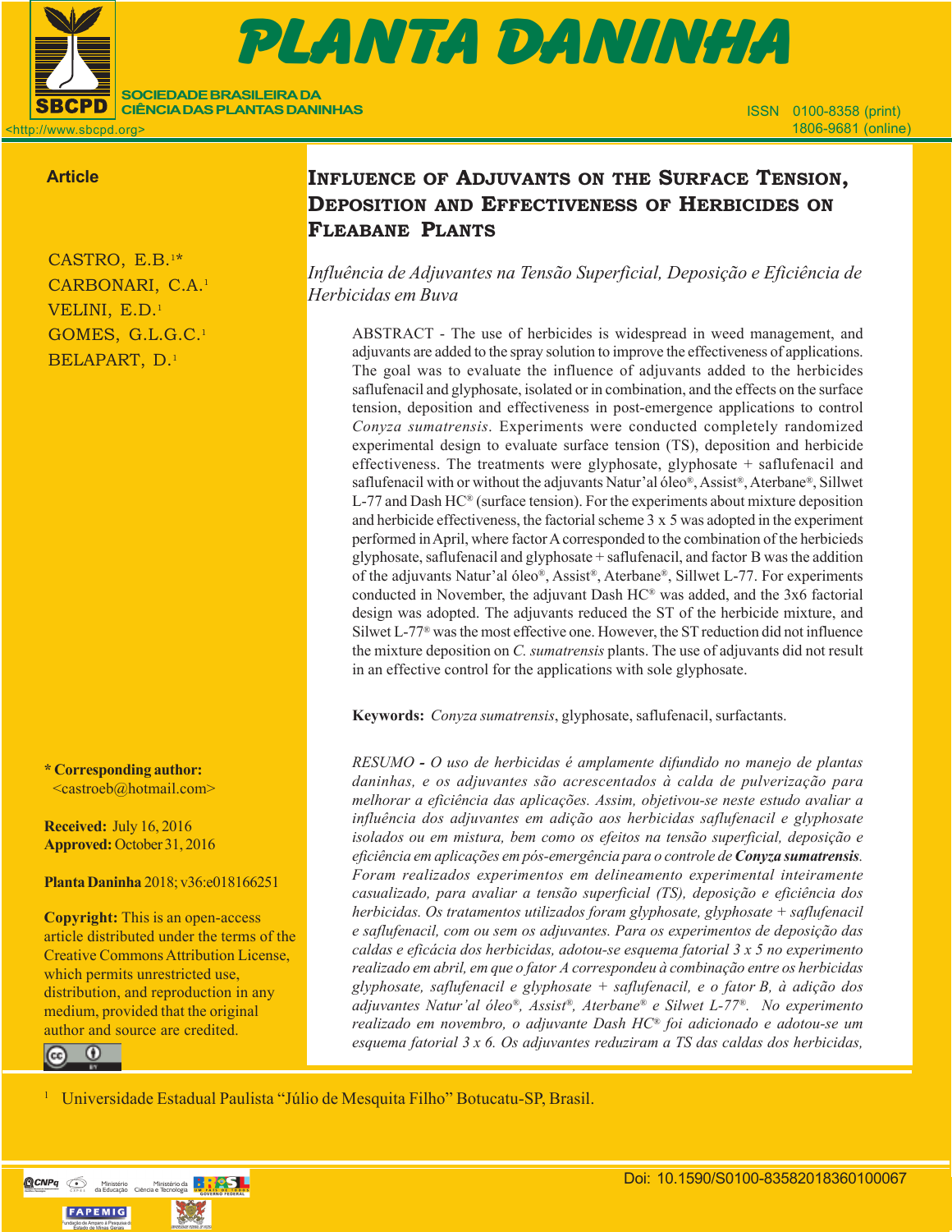Article

# Influence of Adjuvants on the Surface Tension, Deposition and Effectiveness of Herbicides on Fleabane Plants

*Influência de Adjuvantes na Tensão Superficial, Deposição e Eficiência de Herbicidas em Buva*

CASTRO, E.B.[1]*
CARBONARI, C.A.[1]
VELINI, E.D.[1]
GOMES, G.L.G.C.[1]
BELAPART, D.[1]

ABSTRACT - The use of herbicides is widespread in weed management, and adjuvants are added to the spray solution to improve the effectiveness of applications. The goal was to evaluate the influence of adjuvants added to the herbicides saflufenacil and glyphosate, isolated or in combination, and the effects on the surface tension, deposition and effectiveness in post-emergence applications to control *Conyza sumatrensis*. Experiments were conducted completely randomized experimental design to evaluate surface tension (TS), deposition and herbicide effectiveness. The treatments were glyphosate, glyphosate + saflufenacil and saflufenacil with or without the adjuvants Natur'al óleo®, Assist®, Aterbane®, Sillwet L-77 and Dash HC® (surface tension). For the experiments about mixture deposition and herbicide effectiveness, the factorial scheme 3 x 5 was adopted in the experiment performed in April, where factor A corresponded to the combination of the herbicieds glyphosate, saflufenacil and glyphosate + saflufenacil, and factor B was the addition of the adjuvants Natur'al óleo®, Assist®, Aterbane®, Sillwet L-77. For experiments conducted in November, the adjuvant Dash HC® was added, and the 3x6 factorial design was adopted. The adjuvants reduced the ST of the herbicide mixture, and Silwet L-77® was the most effective one. However, the ST reduction did not influence the mixture deposition on *C. sumatrensis* plants. The use of adjuvants did not result in an effective control for the applications with sole glyphosate.

**Keywords:** *Conyza sumatrensis*, glyphosate, saflufenacil, surfactants.

*RESUMO - O uso de herbicidas é amplamente difundido no manejo de plantas daninhas, e os adjuvantes são acrescentados à calda de pulverização para melhorar a eficiência das aplicações. Assim, objetivou-se neste estudo avaliar a influência dos adjuvantes em adição aos herbicidas saflufenacil e glyphosate isolados ou em mistura, bem como os efeitos na tensão superficial, deposição e eficiência em aplicações em pós-emergência para o controle de* ***Conyza sumatrensis****. Foram realizados experimentos em delineamento experimental inteiramente casualizado, para avaliar a tensão superficial (TS), deposição e eficiência dos herbicidas. Os tratamentos utilizados foram glyphosate, glyphosate + saflufenacil e saflufenacil, com ou sem os adjuvantes. Para os experimentos de deposição das caldas e eficácia dos herbicidas, adotou-se esquema fatorial 3 x 5 no experimento realizado em abril, em que o fator A correspondeu à combinação entre os herbicidas glyphosate, saflufenacil e glyphosate + saflufenacil, e o fator B, à adição dos adjuvantes Natur'al óleo®, Assist®, Aterbane® e Silwet L-77®. No experimento realizado em novembro, o adjuvante Dash HC® foi adicionado e adotou-se um esquema fatorial 3 x 6. Os adjuvantes reduziram a TS das caldas dos herbicidas,*

**\* Corresponding author:**
<castroeb@hotmail.com>

**Received:** July 16, 2016
**Approved:** October 31, 2016

**Planta Daninha** 2018; v36:e018166251

**Copyright:** This is an open-access article distributed under the terms of the Creative Commons Attribution License, which permits unrestricted use, distribution, and reproduction in any medium, provided that the original author and source are credited.

[1] Universidade Estadual Paulista "Júlio de Mesquita Filho" Botucatu-SP, Brasil.

Doi: 10.1590/S0100-83582018360100067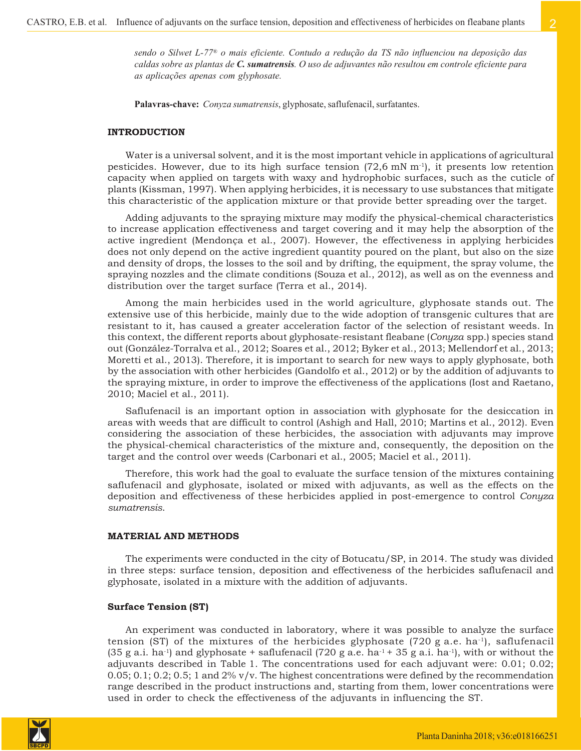*sendo o Silwet L-77® o mais eficiente. Contudo a redução da TS não influenciou na deposição das caldas sobre as plantas de **C. sumatrensis**. O uso de adjuvantes não resultou em controle eficiente para as aplicações apenas com glyphosate.*

**Palavras-chave:** *Conyza sumatrensis*, glyphosate, saflufenacil, surfatantes.

## INTRODUCTION

Water is a universal solvent, and it is the most important vehicle in applications of agricultural pesticides. However, due to its high surface tension (72,6 mN $m^{-1}$), it presents low retention capacity when applied on targets with waxy and hydrophobic surfaces, such as the cuticle of plants (Kissman, 1997). When applying herbicides, it is necessary to use substances that mitigate this characteristic of the application mixture or that provide better spreading over the target.

Adding adjuvants to the spraying mixture may modify the physical-chemical characteristics to increase application effectiveness and target covering and it may help the absorption of the active ingredient (Mendonça et al., 2007). However, the effectiveness in applying herbicides does not only depend on the active ingredient quantity poured on the plant, but also on the size and density of drops, the losses to the soil and by drifting, the equipment, the spray volume, the spraying nozzles and the climate conditions (Souza et al., 2012), as well as on the evenness and distribution over the target surface (Terra et al., 2014).

Among the main herbicides used in the world agriculture, glyphosate stands out. The extensive use of this herbicide, mainly due to the wide adoption of transgenic cultures that are resistant to it, has caused a greater acceleration factor of the selection of resistant weeds. In this context, the different reports about glyphosate-resistant fleabane (*Conyza* spp.) species stand out (González-Torralva et al., 2012; Soares et al., 2012; Byker et al., 2013; Mellendorf et al., 2013; Moretti et al., 2013). Therefore, it is important to search for new ways to apply glyphosate, both by the association with other herbicides (Gandolfo et al., 2012) or by the addition of adjuvants to the spraying mixture, in order to improve the effectiveness of the applications (Iost and Raetano, 2010; Maciel et al., 2011).

Saflufenacil is an important option in association with glyphosate for the desiccation in areas with weeds that are difficult to control (Ashigh and Hall, 2010; Martins et al., 2012). Even considering the association of these herbicides, the association with adjuvants may improve the physical-chemical characteristics of the mixture and, consequently, the deposition on the target and the control over weeds (Carbonari et al., 2005; Maciel et al., 2011).

Therefore, this work had the goal to evaluate the surface tension of the mixtures containing saflufenacil and glyphosate, isolated or mixed with adjuvants, as well as the effects on the deposition and effectiveness of these herbicides applied in post-emergence to control *Conyza sumatrensis*.

## MATERIAL AND METHODS

The experiments were conducted in the city of Botucatu/SP, in 2014. The study was divided in three steps: surface tension, deposition and effectiveness of the herbicides saflufenacil and glyphosate, isolated in a mixture with the addition of adjuvants.

### Surface Tension (ST)

An experiment was conducted in laboratory, where it was possible to analyze the surface tension (ST) of the mixtures of the herbicides glyphosate (720 g a.e. $ha^{-1}$), saflufenacil (35 g a.i. $ha^{-1}$) and glyphosate + saflufenacil (720 g a.e. $ha^{-1}$ + 35 g a.i. $ha^{-1}$), with or without the adjuvants described in Table 1. The concentrations used for each adjuvant were: 0.01; 0.02; 0.05; 0.1; 0.2; 0.5; 1 and 2% v/v. The highest concentrations were defined by the recommendation range described in the product instructions and, starting from them, lower concentrations were used in order to check the effectiveness of the adjuvants in influencing the ST.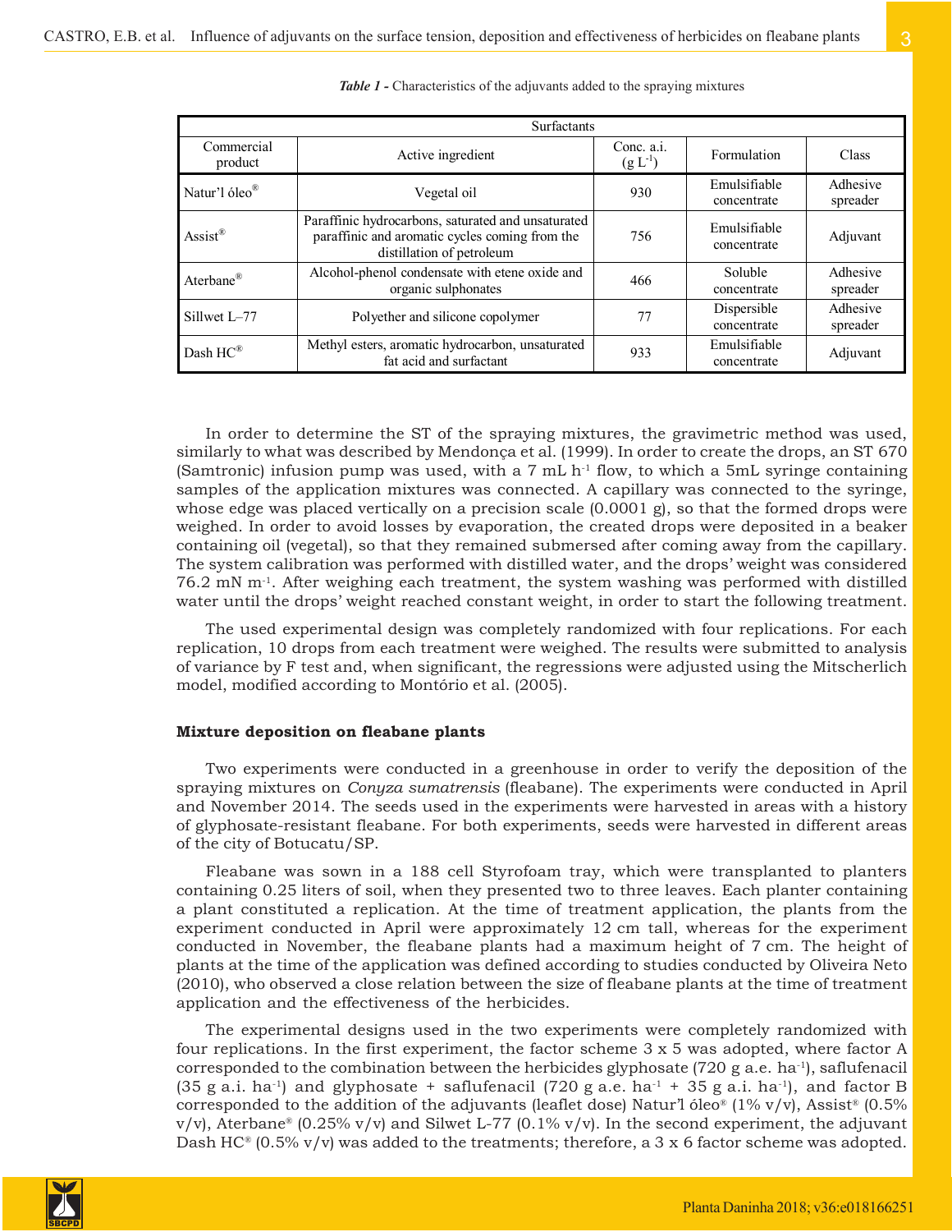*Table 1* - Characteristics of the adjuvants added to the spraying mixtures

| Surfactants | | | | |
|---|---|---|---|---|
| Commercial product | Active ingredient | Conc. a.i. (g $L^{-1}$) | Formulation | Class |
| Natur'l óleo® | Vegetal oil | 930 | Emulsifiable concentrate | Adhesive spreader |
| Assist® | Paraffinic hydrocarbons, saturated and unsaturated paraffinic and aromatic cycles coming from the distillation of petroleum | 756 | Emulsifiable concentrate | Adjuvant |
| Aterbane® | Alcohol-phenol condensate with etene oxide and organic sulphonates | 466 | Soluble concentrate | Adhesive spreader |
| Sillwet L–77 | Polyether and silicone copolymer | 77 | Dispersible concentrate | Adhesive spreader |
| Dash HC® | Methyl esters, aromatic hydrocarbon, unsaturated fat acid and surfactant | 933 | Emulsifiable concentrate | Adjuvant |

In order to determine the ST of the spraying mixtures, the gravimetric method was used, similarly to what was described by Mendonça et al. (1999). In order to create the drops, an ST 670 (Samtronic) infusion pump was used, with a 7 mL $h^{-1}$ flow, to which a 5mL syringe containing samples of the application mixtures was connected. A capillary was connected to the syringe, whose edge was placed vertically on a precision scale (0.0001 g), so that the formed drops were weighed. In order to avoid losses by evaporation, the created drops were deposited in a beaker containing oil (vegetal), so that they remained submersed after coming away from the capillary. The system calibration was performed with distilled water, and the drops' weight was considered 76.2 mN $m^{-1}$. After weighing each treatment, the system washing was performed with distilled water until the drops' weight reached constant weight, in order to start the following treatment.

The used experimental design was completely randomized with four replications. For each replication, 10 drops from each treatment were weighed. The results were submitted to analysis of variance by F test and, when significant, the regressions were adjusted using the Mitscherlich model, modified according to Montório et al. (2005).

**Mixture deposition on fleabane plants**

Two experiments were conducted in a greenhouse in order to verify the deposition of the spraying mixtures on *Conyza sumatrensis* (fleabane). The experiments were conducted in April and November 2014. The seeds used in the experiments were harvested in areas with a history of glyphosate-resistant fleabane. For both experiments, seeds were harvested in different areas of the city of Botucatu/SP.

Fleabane was sown in a 188 cell Styrofoam tray, which were transplanted to planters containing 0.25 liters of soil, when they presented two to three leaves. Each planter containing a plant constituted a replication. At the time of treatment application, the plants from the experiment conducted in April were approximately 12 cm tall, whereas for the experiment conducted in November, the fleabane plants had a maximum height of 7 cm. The height of plants at the time of the application was defined according to studies conducted by Oliveira Neto (2010), who observed a close relation between the size of fleabane plants at the time of treatment application and the effectiveness of the herbicides.

The experimental designs used in the two experiments were completely randomized with four replications. In the first experiment, the factor scheme 3 x 5 was adopted, where factor A corresponded to the combination between the herbicides glyphosate (720 g a.e. $ha^{-1}$), saflufenacil (35 g a.i. $ha^{-1}$) and glyphosate + saflufenacil (720 g a.e. $ha^{-1}$ + 35 g a.i. $ha^{-1}$), and factor B corresponded to the addition of the adjuvants (leaflet dose) Natur'l óleo® (1% v/v), Assist® (0.5% v/v), Aterbane® (0.25% v/v) and Silwet L-77 (0.1% v/v). In the second experiment, the adjuvant Dash HC® (0.5% v/v) was added to the treatments; therefore, a 3 x 6 factor scheme was adopted.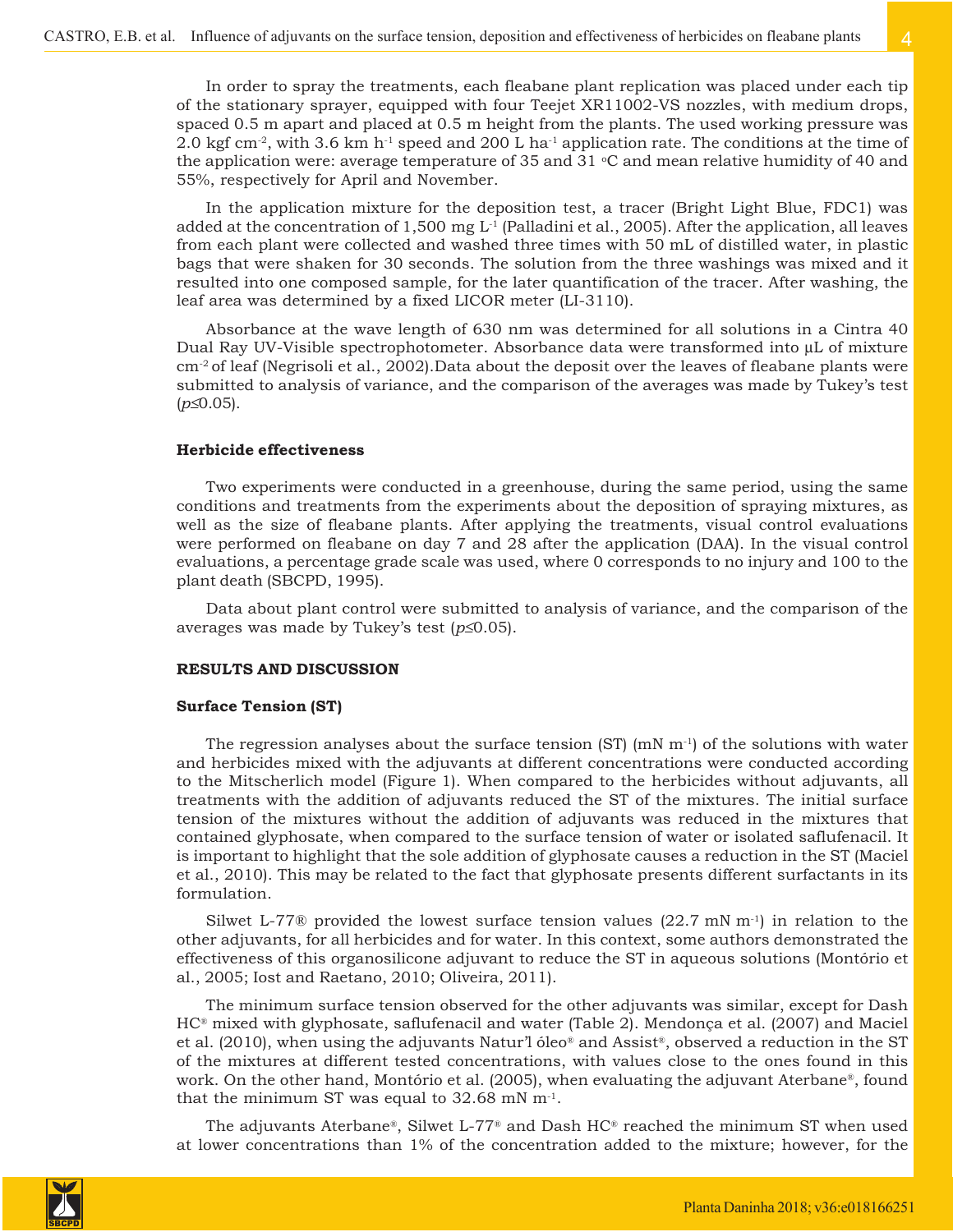In order to spray the treatments, each fleabane plant replication was placed under each tip of the stationary sprayer, equipped with four Teejet XR11002-VS nozzles, with medium drops, spaced 0.5 m apart and placed at 0.5 m height from the plants. The used working pressure was 2.0 kgf $cm^{-2}$, with 3.6 km $h^{-1}$ speed and 200 L $ha^{-1}$ application rate. The conditions at the time of the application were: average temperature of 35 and 31 °C and mean relative humidity of 40 and 55%, respectively for April and November.

In the application mixture for the deposition test, a tracer (Bright Light Blue, FDC1) was added at the concentration of 1,500 mg $L^{-1}$ (Palladini et al., 2005). After the application, all leaves from each plant were collected and washed three times with 50 mL of distilled water, in plastic bags that were shaken for 30 seconds. The solution from the three washings was mixed and it resulted into one composed sample, for the later quantification of the tracer. After washing, the leaf area was determined by a fixed LICOR meter (LI-3110).

Absorbance at the wave length of 630 nm was determined for all solutions in a Cintra 40 Dual Ray UV-Visible spectrophotometer. Absorbance data were transformed into μL of mixture $cm^{-2}$ of leaf (Negrisoli et al., 2002).Data about the deposit over the leaves of fleabane plants were submitted to analysis of variance, and the comparison of the averages was made by Tukey's test ($p \leq 0.05$).

### Herbicide effectiveness

Two experiments were conducted in a greenhouse, during the same period, using the same conditions and treatments from the experiments about the deposition of spraying mixtures, as well as the size of fleabane plants. After applying the treatments, visual control evaluations were performed on fleabane on day 7 and 28 after the application (DAA). In the visual control evaluations, a percentage grade scale was used, where 0 corresponds to no injury and 100 to the plant death (SBCPD, 1995).

Data about plant control were submitted to analysis of variance, and the comparison of the averages was made by Tukey's test ($p \leq 0.05$).

## RESULTS AND DISCUSSION

### Surface Tension (ST)

The regression analyses about the surface tension (ST) (mN $m^{-1}$) of the solutions with water and herbicides mixed with the adjuvants at different concentrations were conducted according to the Mitscherlich model (Figure 1). When compared to the herbicides without adjuvants, all treatments with the addition of adjuvants reduced the ST of the mixtures. The initial surface tension of the mixtures without the addition of adjuvants was reduced in the mixtures that contained glyphosate, when compared to the surface tension of water or isolated saflufenacil. It is important to highlight that the sole addition of glyphosate causes a reduction in the ST (Maciel et al., 2010). This may be related to the fact that glyphosate presents different surfactants in its formulation.

Silwet L-77® provided the lowest surface tension values (22.7 mN $m^{-1}$) in relation to the other adjuvants, for all herbicides and for water. In this context, some authors demonstrated the effectiveness of this organosilicone adjuvant to reduce the ST in aqueous solutions (Montório et al., 2005; Iost and Raetano, 2010; Oliveira, 2011).

The minimum surface tension observed for the other adjuvants was similar, except for Dash HC® mixed with glyphosate, saflufenacil and water (Table 2). Mendonça et al. (2007) and Maciel et al. (2010), when using the adjuvants Natur'l óleo® and Assist®, observed a reduction in the ST of the mixtures at different tested concentrations, with values close to the ones found in this work. On the other hand, Montório et al. (2005), when evaluating the adjuvant Aterbane®, found that the minimum ST was equal to 32.68 mN $m^{-1}$.

The adjuvants Aterbane®, Silwet L-77® and Dash HC® reached the minimum ST when used at lower concentrations than 1% of the concentration added to the mixture; however, for the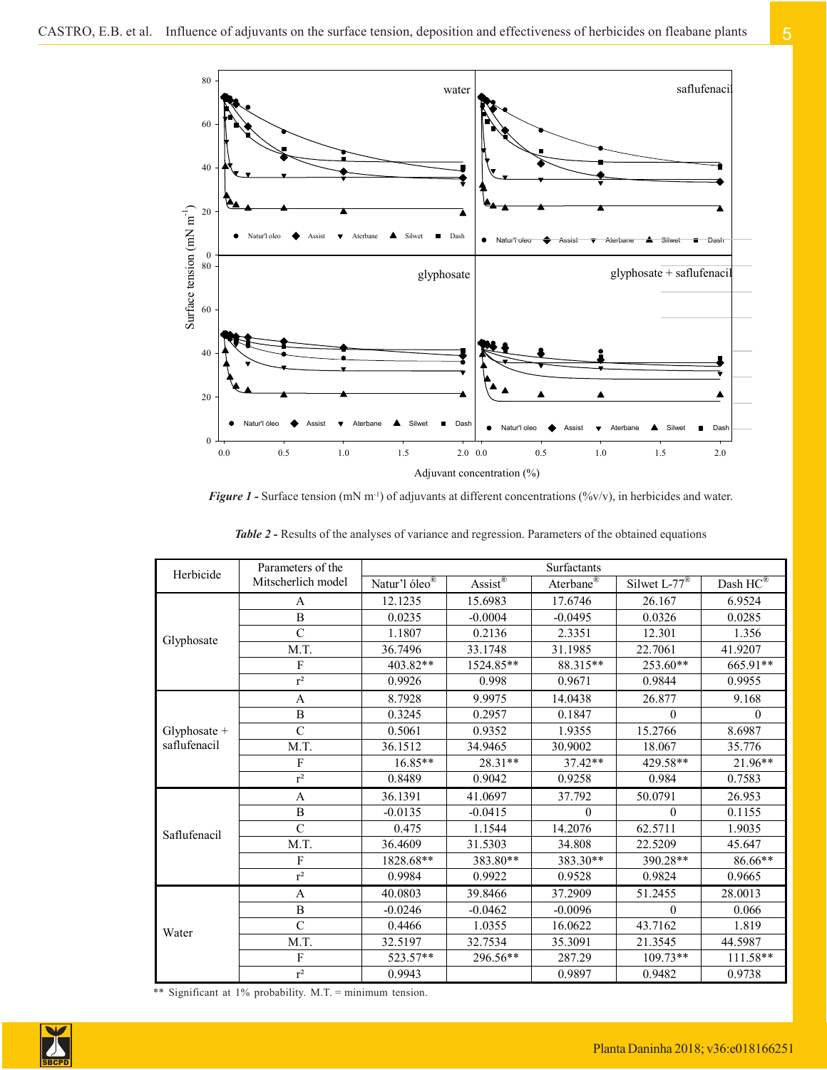*Figure 1* - Surface tension (mN m$^{-1}$) of adjuvants at different concentrations (%v/v), in herbicides and water.

*Table 2* - Results of the analyses of variance and regression. Parameters of the obtained equations

| Herbicide | Parameters of the Mitscherlich model | Surfactants | | | | |
|---|---|---|---|---|---|---|
| | | Natur'l óleo® | Assist® | Aterbane® | Silwet L-77® | Dash HC® |
| Glyphosate | A | 12.1235 | 15.6983 | 17.6746 | 26.167 | 6.9524 |
| | B | 0.0235 | -0.0004 | -0.0495 | 0.0326 | 0.0285 |
| | C | 1.1807 | 0.2136 | 2.3351 | 12.301 | 1.356 |
| | M.T. | 36.7496 | 33.1748 | 31.1985 | 22.7061 | 41.9207 |
| | F | 403.82** | 1524.85** | 88.315** | 253.60** | 665.91** |
| | $r^2$ | 0.9926 | 0.998 | 0.9671 | 0.9844 | 0.9955 |
| Glyphosate + saflufenacil | A | 8.7928 | 9.9975 | 14.0438 | 26.877 | 9.168 |
| | B | 0.3245 | 0.2957 | 0.1847 | 0 | 0 |
| | C | 0.5061 | 0.9352 | 1.9355 | 15.2766 | 8.6987 |
| | M.T. | 36.1512 | 34.9465 | 30.9002 | 18.067 | 35.776 |
| | F | 16.85** | 28.31** | 37.42** | 429.58** | 21.96** |
| | $r^2$ | 0.8489 | 0.9042 | 0.9258 | 0.984 | 0.7583 |
| Saflufenacil | A | 36.1391 | 41.0697 | 37.792 | 50.0791 | 26.953 |
| | B | -0.0135 | -0.0415 | 0 | 0 | 0.1155 |
| | C | 0.475 | 1.1544 | 14.2076 | 62.5711 | 1.9035 |
| | M.T. | 36.4609 | 31.5303 | 34.808 | 22.5209 | 45.647 |
| | F | 1828.68** | 383.80** | 383.30** | 390.28** | 86.66** |
| | $r^2$ | 0.9984 | 0.9922 | 0.9528 | 0.9824 | 0.9665 |
| Water | A | 40.0803 | 39.8466 | 37.2909 | 51.2455 | 28.0013 |
| | B | -0.0246 | -0.0462 | -0.0096 | 0 | 0.066 |
| | C | 0.4466 | 1.0355 | 16.0622 | 43.7162 | 1.819 |
| | M.T. | 32.5197 | 32.7534 | 35.3091 | 21.3545 | 44.5987 |
| | F | 523.57** | 296.56** | 287.29 | 109.73** | 111.58** |
| | $r^2$ | 0.9943 | | 0.9897 | 0.9482 | 0.9738 |

** Significant at 1% probability. M.T. = minimum tension.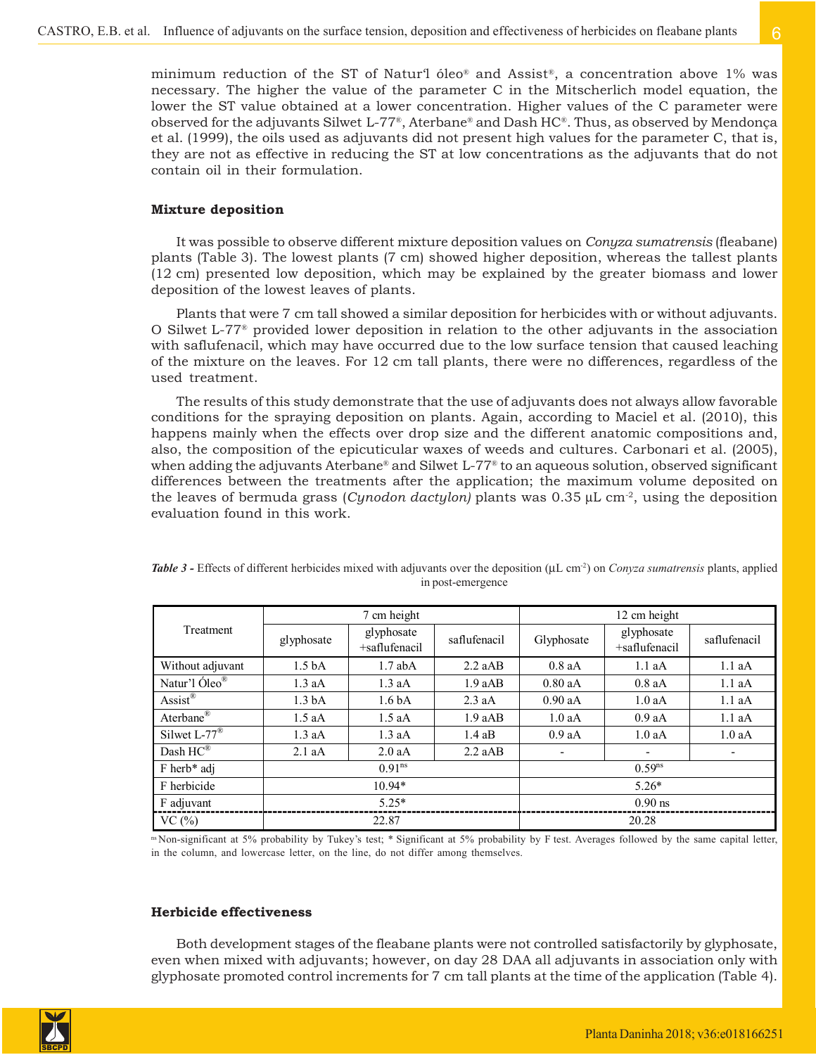minimum reduction of the ST of Natur'l óleo® and Assist®, a concentration above 1% was necessary. The higher the value of the parameter C in the Mitscherlich model equation, the lower the ST value obtained at a lower concentration. Higher values of the C parameter were observed for the adjuvants Silwet L-77®, Aterbane® and Dash HC®. Thus, as observed by Mendonça et al. (1999), the oils used as adjuvants did not present high values for the parameter C, that is, they are not as effective in reducing the ST at low concentrations as the adjuvants that do not contain oil in their formulation.

### Mixture deposition

It was possible to observe different mixture deposition values on *Conyza sumatrensis* (fleabane) plants (Table 3). The lowest plants (7 cm) showed higher deposition, whereas the tallest plants (12 cm) presented low deposition, which may be explained by the greater biomass and lower deposition of the lowest leaves of plants.

Plants that were 7 cm tall showed a similar deposition for herbicides with or without adjuvants. O Silwet L-77® provided lower deposition in relation to the other adjuvants in the association with saflufenacil, which may have occurred due to the low surface tension that caused leaching of the mixture on the leaves. For 12 cm tall plants, there were no differences, regardless of the used treatment.

The results of this study demonstrate that the use of adjuvants does not always allow favorable conditions for the spraying deposition on plants. Again, according to Maciel et al. (2010), this happens mainly when the effects over drop size and the different anatomic compositions and, also, the composition of the epicuticular waxes of weeds and cultures. Carbonari et al. (2005), when adding the adjuvants Aterbane® and Silwet L-77® to an aqueous solution, observed significant differences between the treatments after the application; the maximum volume deposited on the leaves of bermuda grass (*Cynodon dactylon)* plants was 0.35 μL cm$^{-2}$, using the deposition evaluation found in this work.

***Table 3*** - Effects of different herbicides mixed with adjuvants over the deposition (μL cm$^{-2}$) on *Conyza sumatrensis* plants, applied in post-emergence

| Treatment | 7 cm height | | | 12 cm height | | |
|---|---|---|---|---|---|---|
| | glyphosate | glyphosate +saflufenacil | saflufenacil | Glyphosate | glyphosate +saflufenacil | saflufenacil |
| Without adjuvant | 1.5 bA | 1.7 abA | 2.2 aAB | 0.8 aA | 1.1 aA | 1.1 aA |
| Natur'l Óleo® | 1.3 aA | 1.3 aA | 1.9 aAB | 0.80 aA | 0.8 aA | 1.1 aA |
| Assist® | 1.3 bA | 1.6 bA | 2.3 aA | 0.90 aA | 1.0 aA | 1.1 aA |
| Aterbane® | 1.5 aA | 1.5 aA | 1.9 aAB | 1.0 aA | 0.9 aA | 1.1 aA |
| Silwet L-77® | 1.3 aA | 1.3 aA | 1.4 aB | 0.9 aA | 1.0 aA | 1.0 aA |
| Dash HC® | 2.1 aA | 2.0 aA | 2.2 aAB | - | - | - |
| F herb* adj | 0.91$^{ns}$ | | | 0.59$^{ns}$ | | |
| F herbicide | 10.94* | | | 5.26* | | |
| F adjuvant | 5.25* | | | 0.90 ns | | |
| VC (%) | 22.87 | | | 20.28 | | |

$^{ns}$ Non-significant at 5% probability by Tukey's test; * Significant at 5% probability by F test. Averages followed by the same capital letter, in the column, and lowercase letter, on the line, do not differ among themselves.

### Herbicide effectiveness

Both development stages of the fleabane plants were not controlled satisfactorily by glyphosate, even when mixed with adjuvants; however, on day 28 DAA all adjuvants in association only with glyphosate promoted control increments for 7 cm tall plants at the time of the application (Table 4).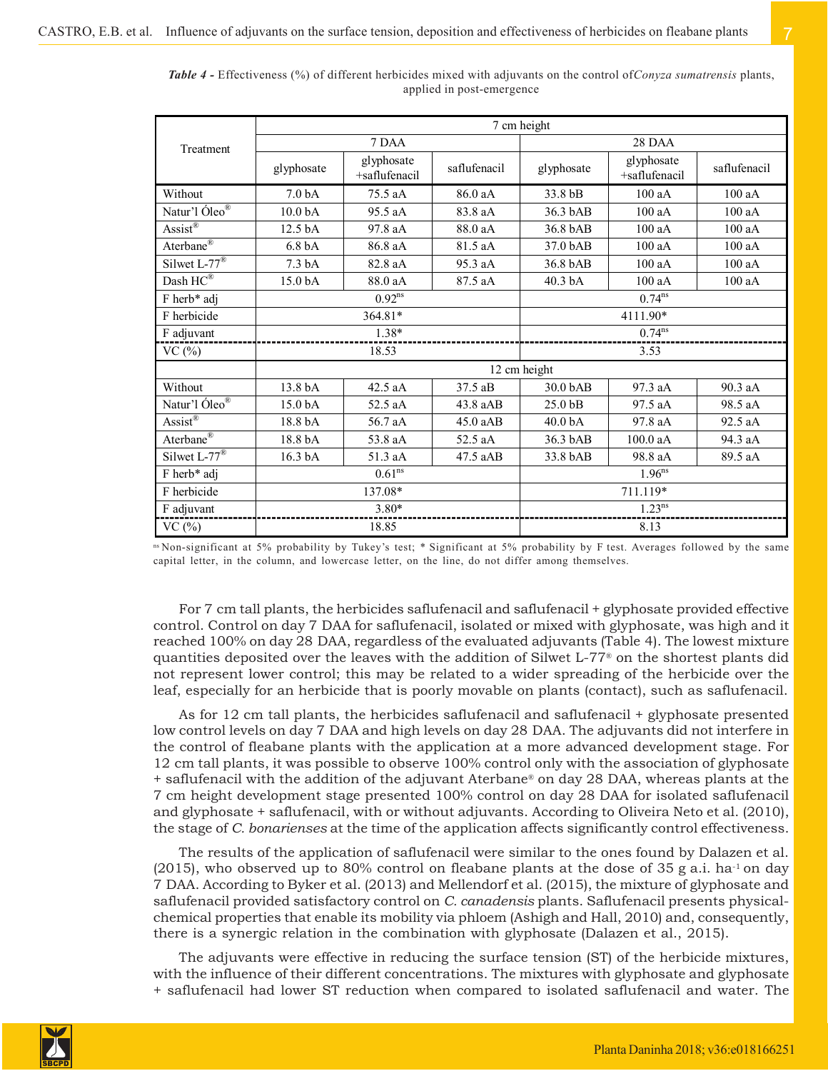***Table 4*** - Effectiveness (%) of different herbicides mixed with adjuvants on the control of *Conyza sumatrensis* plants, applied in post-emergence

| Treatment | 7 cm height | | | | | |
|---|---|---|---|---|---|---|
| | 7 DAA | | | 28 DAA | | |
| | glyphosate | glyphosate +saflufenacil | saflufenacil | glyphosate | glyphosate +saflufenacil | saflufenacil |
| Without | 7.0 bA | 75.5 aA | 86.0 aA | 33.8 bB | 100 aA | 100 aA |
| Natur'l Óleo® | 10.0 bA | 95.5 aA | 83.8 aA | 36.3 bAB | 100 aA | 100 aA |
| Assist® | 12.5 bA | 97.8 aA | 88.0 aA | 36.8 bAB | 100 aA | 100 aA |
| Aterbane® | 6.8 bA | 86.8 aA | 81.5 aA | 37.0 bAB | 100 aA | 100 aA |
| Silwet L-77® | 7.3 bA | 82.8 aA | 95.3 aA | 36.8 bAB | 100 aA | 100 aA |
| Dash HC® | 15.0 bA | 88.0 aA | 87.5 aA | 40.3 bA | 100 aA | 100 aA |
| F herb* adj | 0.92$^{ns}$ | | | 0.74$^{ns}$ | | |
| F herbicide | 364.81* | | | 4111.90* | | |
| F adjuvant | 1.38* | | | 0.74$^{ns}$ | | |
| VC (%) | 18.53 | | | 3.53 | | |
| | 12 cm height | | | | | |
| Without | 13.8 bA | 42.5 aA | 37.5 aB | 30.0 bAB | 97.3 aA | 90.3 aA |
| Natur'l Óleo® | 15.0 bA | 52.5 aA | 43.8 aAB | 25.0 bB | 97.5 aA | 98.5 aA |
| Assist® | 18.8 bA | 56.7 aA | 45.0 aAB | 40.0 bA | 97.8 aA | 92.5 aA |
| Aterbane® | 18.8 bA | 53.8 aA | 52.5 aA | 36.3 bAB | 100.0 aA | 94.3 aA |
| Silwet L-77® | 16.3 bA | 51.3 aA | 47.5 aAB | 33.8 bAB | 98.8 aA | 89.5 aA |
| F herb* adj | 0.61$^{ns}$ | | | 1.96$^{ns}$ | | |
| F herbicide | 137.08* | | | 711.119* | | |
| F adjuvant | 3.80* | | | 1.23$^{ns}$ | | |
| VC (%) | 18.85 | | | 8.13 | | |

$^{ns}$ Non-significant at 5% probability by Tukey's test; * Significant at 5% probability by F test. Averages followed by the same capital letter, in the column, and lowercase letter, on the line, do not differ among themselves.

For 7 cm tall plants, the herbicides saflufenacil and saflufenacil + glyphosate provided effective control. Control on day 7 DAA for saflufenacil, isolated or mixed with glyphosate, was high and it reached 100% on day 28 DAA, regardless of the evaluated adjuvants (Table 4). The lowest mixture quantities deposited over the leaves with the addition of Silwet L-77® on the shortest plants did not represent lower control; this may be related to a wider spreading of the herbicide over the leaf, especially for an herbicide that is poorly movable on plants (contact), such as saflufenacil.

As for 12 cm tall plants, the herbicides saflufenacil and saflufenacil + glyphosate presented low control levels on day 7 DAA and high levels on day 28 DAA. The adjuvants did not interfere in the control of fleabane plants with the application at a more advanced development stage. For 12 cm tall plants, it was possible to observe 100% control only with the association of glyphosate + saflufenacil with the addition of the adjuvant Aterbane® on day 28 DAA, whereas plants at the 7 cm height development stage presented 100% control on day 28 DAA for isolated saflufenacil and glyphosate + saflufenacil, with or without adjuvants. According to Oliveira Neto et al. (2010), the stage of *C. bonarienses* at the time of the application affects significantly control effectiveness.

The results of the application of saflufenacil were similar to the ones found by Dalazen et al. (2015), who observed up to 80% control on fleabane plants at the dose of 35 g a.i. ha$^{-1}$ on day 7 DAA. According to Byker et al. (2013) and Mellendorf et al. (2015), the mixture of glyphosate and saflufenacil provided satisfactory control on *C. canadensis* plants. Saflufenacil presents physical-chemical properties that enable its mobility via phloem (Ashigh and Hall, 2010) and, consequently, there is a synergic relation in the combination with glyphosate (Dalazen et al., 2015).

The adjuvants were effective in reducing the surface tension (ST) of the herbicide mixtures, with the influence of their different concentrations. The mixtures with glyphosate and glyphosate + saflufenacil had lower ST reduction when compared to isolated saflufenacil and water. The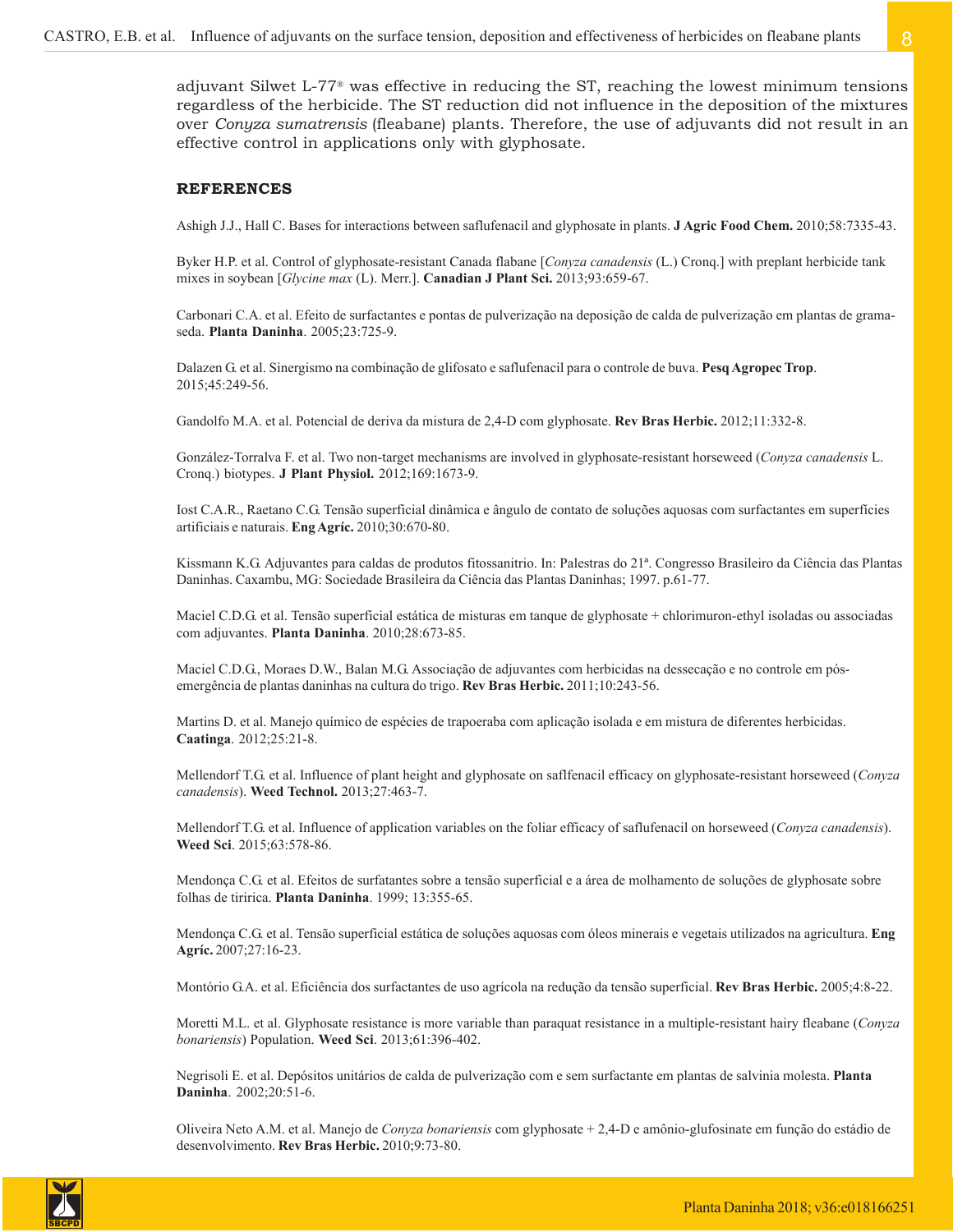adjuvant Silwet L-77® was effective in reducing the ST, reaching the lowest minimum tensions regardless of the herbicide. The ST reduction did not influence in the deposition of the mixtures over *Conyza sumatrensis* (fleabane) plants. Therefore, the use of adjuvants did not result in an effective control in applications only with glyphosate.

## REFERENCES

Ashigh J.J., Hall C. Bases for interactions between saflufenacil and glyphosate in plants. **J Agric Food Chem.** 2010;58:7335-43.

Byker H.P. et al. Control of glyphosate-resistant Canada flabane [*Conyza canadensis* (L.) Cronq.] with preplant herbicide tank mixes in soybean [*Glycine max* (L). Merr.]. **Canadian J Plant Sci.** 2013;93:659-67.

Carbonari C.A. et al. Efeito de surfactantes e pontas de pulverização na deposição de calda de pulverização em plantas de grama-seda. **Planta Daninha**. 2005;23:725-9.

Dalazen G. et al. Sinergismo na combinação de glifosato e saflufenacil para o controle de buva. **Pesq Agropec Trop**. 2015;45:249-56.

Gandolfo M.A. et al. Potencial de deriva da mistura de 2,4-D com glyphosate. **Rev Bras Herbic.** 2012;11:332-8.

González-Torralva F. et al. Two non-target mechanisms are involved in glyphosate-resistant horseweed (*Conyza canadensis* L. Cronq.) biotypes. **J Plant Physiol.** 2012;169:1673-9.

Iost C.A.R., Raetano C.G. Tensão superficial dinâmica e ângulo de contato de soluções aquosas com surfactantes em superfícies artificiais e naturais. **Eng Agríc.** 2010;30:670-80.

Kissmann K.G. Adjuvantes para caldas de produtos fitossanitrio. In: Palestras do 21ª. Congresso Brasileiro da Ciência das Plantas Daninhas. Caxambu, MG: Sociedade Brasileira da Ciência das Plantas Daninhas; 1997. p.61-77.

Maciel C.D.G. et al. Tensão superficial estática de misturas em tanque de glyphosate + chlorimuron-ethyl isoladas ou associadas com adjuvantes. **Planta Daninha**. 2010;28:673-85.

Maciel C.D.G., Moraes D.W., Balan M.G. Associação de adjuvantes com herbicidas na dessecação e no controle em pós-emergência de plantas daninhas na cultura do trigo. **Rev Bras Herbic.** 2011;10:243-56.

Martins D. et al. Manejo químico de espécies de trapoeraba com aplicação isolada e em mistura de diferentes herbicidas. **Caatinga**. 2012;25:21-8.

Mellendorf T.G. et al. Influence of plant height and glyphosate on saflfenacil efficacy on glyphosate-resistant horseweed (*Conyza canadensis*). **Weed Technol.** 2013;27:463-7.

Mellendorf T.G. et al. Influence of application variables on the foliar efficacy of saflufenacil on horseweed (*Conyza canadensis*). **Weed Sci**. 2015;63:578-86.

Mendonça C.G. et al. Efeitos de surfatantes sobre a tensão superficial e a área de molhamento de soluções de glyphosate sobre folhas de tiririca. **Planta Daninha**. 1999; 13:355-65.

Mendonça C.G. et al. Tensão superficial estática de soluções aquosas com óleos minerais e vegetais utilizados na agricultura. **Eng Agríc.** 2007;27:16-23.

Montório G.A. et al. Eficiência dos surfactantes de uso agrícola na redução da tensão superficial. **Rev Bras Herbic.** 2005;4:8-22.

Moretti M.L. et al. Glyphosate resistance is more variable than paraquat resistance in a multiple-resistant hairy fleabane (*Conyza bonariensis*) Population. **Weed Sci**. 2013;61:396-402.

Negrisoli E. et al. Depósitos unitários de calda de pulverização com e sem surfactante em plantas de salvinia molesta. **Planta Daninha**. 2002;20:51-6.

Oliveira Neto A.M. et al. Manejo de *Conyza bonariensis* com glyphosate + 2,4-D e amônio-glufosinate em função do estádio de desenvolvimento. **Rev Bras Herbic.** 2010;9:73-80.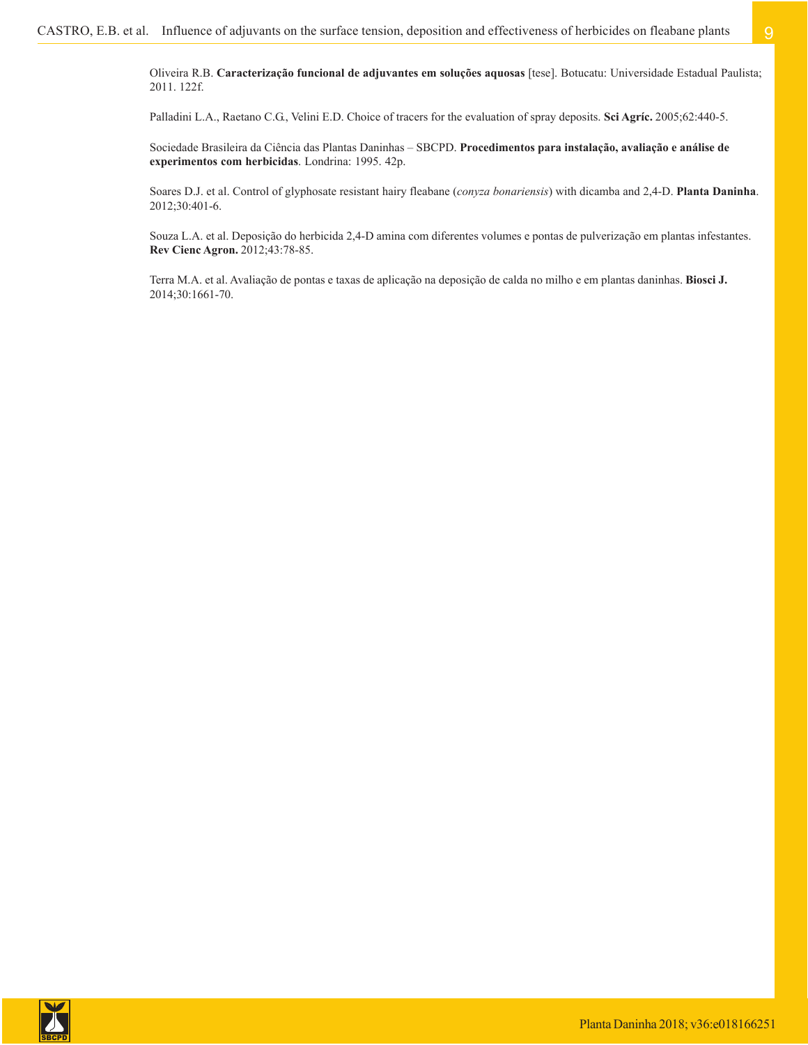Oliveira R.B. **Caracterização funcional de adjuvantes em soluções aquosas** [tese]. Botucatu: Universidade Estadual Paulista; 2011. 122f.

Palladini L.A., Raetano C.G., Velini E.D. Choice of tracers for the evaluation of spray deposits. **Sci Agríc.** 2005;62:440-5.

Sociedade Brasileira da Ciência das Plantas Daninhas – SBCPD. **Procedimentos para instalação, avaliação e análise de experimentos com herbicidas**. Londrina: 1995. 42p.

Soares D.J. et al. Control of glyphosate resistant hairy fleabane (*conyza bonariensis*) with dicamba and 2,4-D. **Planta Daninha**. 2012;30:401-6.

Souza L.A. et al. Deposição do herbicida 2,4-D amina com diferentes volumes e pontas de pulverização em plantas infestantes. **Rev Cienc Agron.** 2012;43:78-85.

Terra M.A. et al. Avaliação de pontas e taxas de aplicação na deposição de calda no milho e em plantas daninhas. **Biosci J.** 2014;30:1661-70.